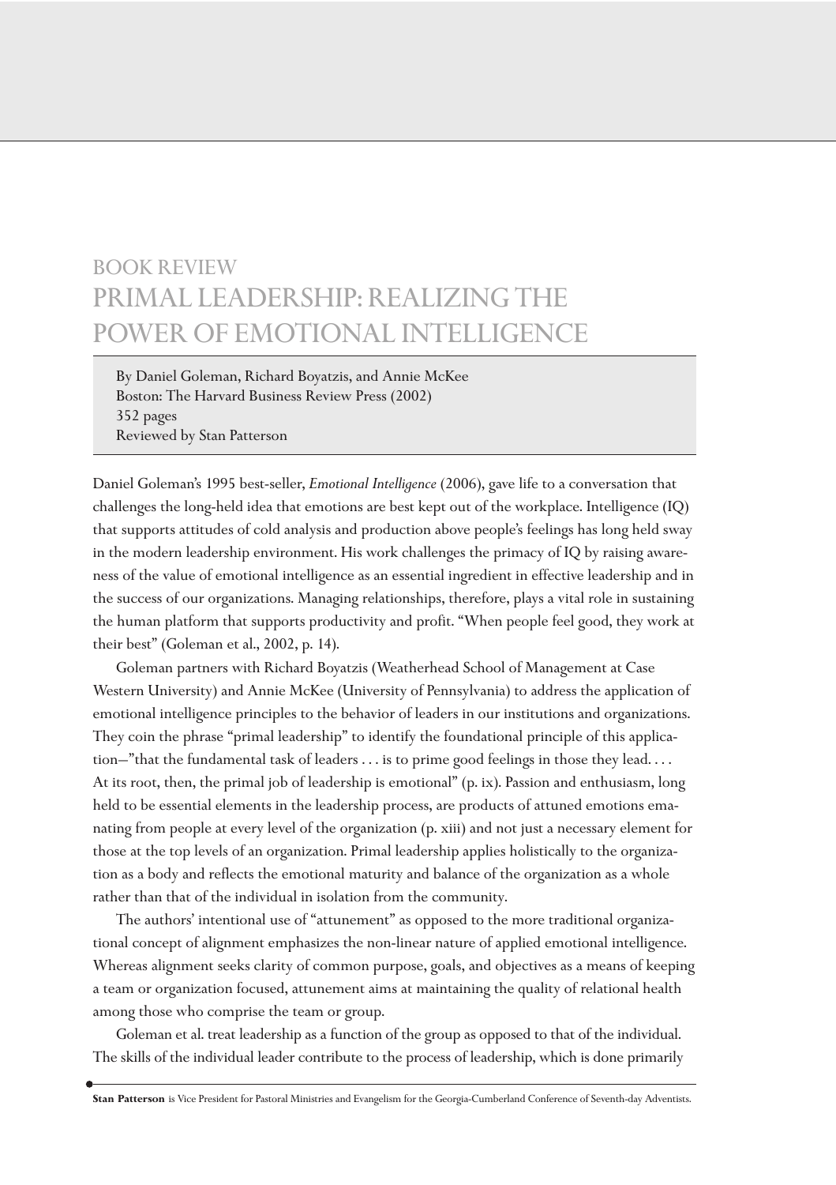# BOOK REVIEW
# PRIMAL LEADERSHIP: REALIZING THE POWER OF EMOTIONAL INTELLIGENCE

By Daniel Goleman, Richard Boyatzis, and Annie McKee
Boston: The Harvard Business Review Press (2002)
352 pages
Reviewed by Stan Patterson

Daniel Goleman's 1995 best-seller, *Emotional Intelligence* (2006), gave life to a conversation that challenges the long-held idea that emotions are best kept out of the workplace. Intelligence (IQ) that supports attitudes of cold analysis and production above people's feelings has long held sway in the modern leadership environment. His work challenges the primacy of IQ by raising awareness of the value of emotional intelligence as an essential ingredient in effective leadership and in the success of our organizations. Managing relationships, therefore, plays a vital role in sustaining the human platform that supports productivity and profit. "When people feel good, they work at their best" (Goleman et al., 2002, p. 14).

Goleman partners with Richard Boyatzis (Weatherhead School of Management at Case Western University) and Annie McKee (University of Pennsylvania) to address the application of emotional intelligence principles to the behavior of leaders in our institutions and organizations. They coin the phrase "primal leadership" to identify the foundational principle of this application–"that the fundamental task of leaders . . . is to prime good feelings in those they lead. . . . At its root, then, the primal job of leadership is emotional" (p. ix). Passion and enthusiasm, long held to be essential elements in the leadership process, are products of attuned emotions emanating from people at every level of the organization (p. xiii) and not just a necessary element for those at the top levels of an organization. Primal leadership applies holistically to the organization as a body and reflects the emotional maturity and balance of the organization as a whole rather than that of the individual in isolation from the community.

The authors' intentional use of "attunement" as opposed to the more traditional organizational concept of alignment emphasizes the non-linear nature of applied emotional intelligence. Whereas alignment seeks clarity of common purpose, goals, and objectives as a means of keeping a team or organization focused, attunement aims at maintaining the quality of relational health among those who comprise the team or group.

Goleman et al. treat leadership as a function of the group as opposed to that of the individual. The skills of the individual leader contribute to the process of leadership, which is done primarily

**Stan Patterson** is Vice President for Pastoral Ministries and Evangelism for the Georgia-Cumberland Conference of Seventh-day Adventists.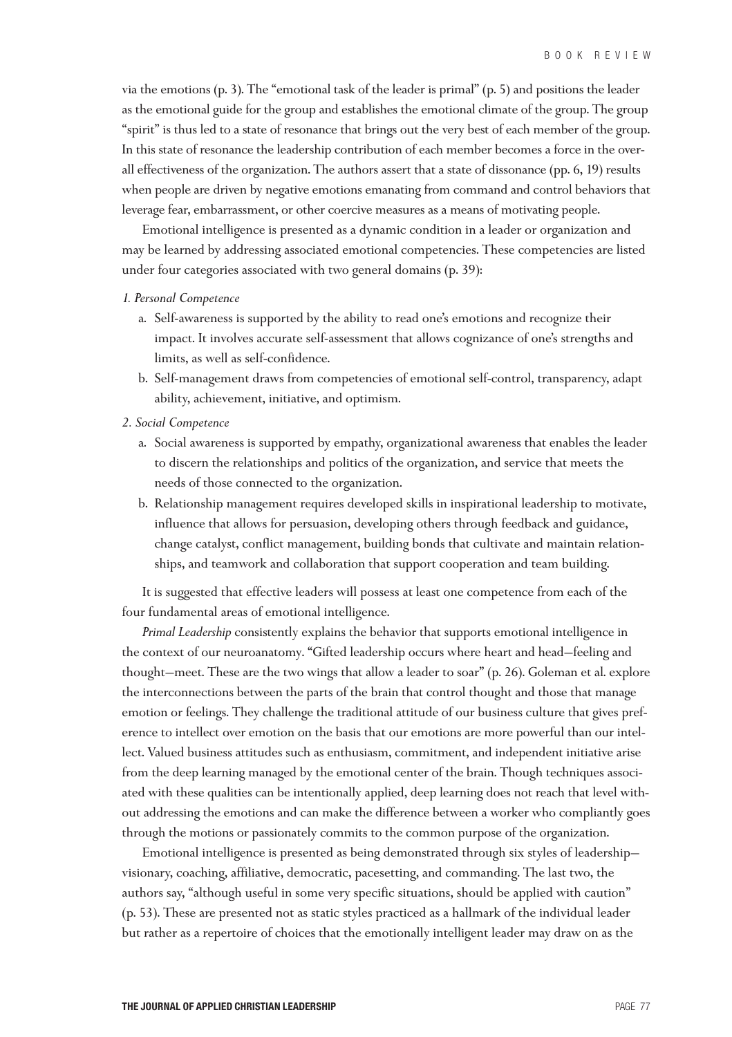via the emotions (p. 3). The "emotional task of the leader is primal" (p. 5) and positions the leader as the emotional guide for the group and establishes the emotional climate of the group. The group "spirit" is thus led to a state of resonance that brings out the very best of each member of the group. In this state of resonance the leadership contribution of each member becomes a force in the overall effectiveness of the organization. The authors assert that a state of dissonance (pp. 6, 19) results when people are driven by negative emotions emanating from command and control behaviors that leverage fear, embarrassment, or other coercive measures as a means of motivating people.

Emotional intelligence is presented as a dynamic condition in a leader or organization and may be learned by addressing associated emotional competencies. These competencies are listed under four categories associated with two general domains (p. 39):

*1. Personal Competence*

a. Self-awareness is supported by the ability to read one's emotions and recognize their impact. It involves accurate self-assessment that allows cognizance of one's strengths and limits, as well as self-confidence.

b. Self-management draws from competencies of emotional self-control, transparency, adapt ability, achievement, initiative, and optimism.

*2. Social Competence*

a. Social awareness is supported by empathy, organizational awareness that enables the leader to discern the relationships and politics of the organization, and service that meets the needs of those connected to the organization.

b. Relationship management requires developed skills in inspirational leadership to motivate, influence that allows for persuasion, developing others through feedback and guidance, change catalyst, conflict management, building bonds that cultivate and maintain relationships, and teamwork and collaboration that support cooperation and team building.

It is suggested that effective leaders will possess at least one competence from each of the four fundamental areas of emotional intelligence.

*Primal Leadership* consistently explains the behavior that supports emotional intelligence in the context of our neuroanatomy. "Gifted leadership occurs where heart and head—feeling and thought—meet. These are the two wings that allow a leader to soar" (p. 26). Goleman et al. explore the interconnections between the parts of the brain that control thought and those that manage emotion or feelings. They challenge the traditional attitude of our business culture that gives preference to intellect over emotion on the basis that our emotions are more powerful than our intellect. Valued business attitudes such as enthusiasm, commitment, and independent initiative arise from the deep learning managed by the emotional center of the brain. Though techniques associated with these qualities can be intentionally applied, deep learning does not reach that level without addressing the emotions and can make the difference between a worker who compliantly goes through the motions or passionately commits to the common purpose of the organization.

Emotional intelligence is presented as being demonstrated through six styles of leadership—visionary, coaching, affiliative, democratic, pacesetting, and commanding. The last two, the authors say, "although useful in some very specific situations, should be applied with caution" (p. 53). These are presented not as static styles practiced as a hallmark of the individual leader but rather as a repertoire of choices that the emotionally intelligent leader may draw on as the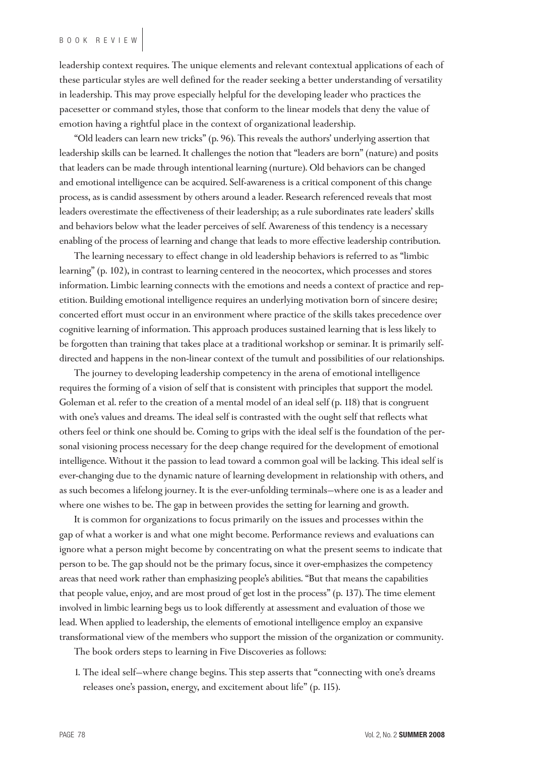leadership context requires. The unique elements and relevant contextual applications of each of these particular styles are well defined for the reader seeking a better understanding of versatility in leadership. This may prove especially helpful for the developing leader who practices the pacesetter or command styles, those that conform to the linear models that deny the value of emotion having a rightful place in the context of organizational leadership.

"Old leaders can learn new tricks" (p. 96). This reveals the authors' underlying assertion that leadership skills can be learned. It challenges the notion that "leaders are born" (nature) and posits that leaders can be made through intentional learning (nurture). Old behaviors can be changed and emotional intelligence can be acquired. Self-awareness is a critical component of this change process, as is candid assessment by others around a leader. Research referenced reveals that most leaders overestimate the effectiveness of their leadership; as a rule subordinates rate leaders' skills and behaviors below what the leader perceives of self. Awareness of this tendency is a necessary enabling of the process of learning and change that leads to more effective leadership contribution.

The learning necessary to effect change in old leadership behaviors is referred to as "limbic learning" (p. 102), in contrast to learning centered in the neocortex, which processes and stores information. Limbic learning connects with the emotions and needs a context of practice and repetition. Building emotional intelligence requires an underlying motivation born of sincere desire; concerted effort must occur in an environment where practice of the skills takes precedence over cognitive learning of information. This approach produces sustained learning that is less likely to be forgotten than training that takes place at a traditional workshop or seminar. It is primarily self-directed and happens in the non-linear context of the tumult and possibilities of our relationships.

The journey to developing leadership competency in the arena of emotional intelligence requires the forming of a vision of self that is consistent with principles that support the model. Goleman et al. refer to the creation of a mental model of an ideal self (p. 118) that is congruent with one's values and dreams. The ideal self is contrasted with the ought self that reflects what others feel or think one should be. Coming to grips with the ideal self is the foundation of the personal visioning process necessary for the deep change required for the development of emotional intelligence. Without it the passion to lead toward a common goal will be lacking. This ideal self is ever-changing due to the dynamic nature of learning development in relationship with others, and as such becomes a lifelong journey. It is the ever-unfolding terminals—where one is as a leader and where one wishes to be. The gap in between provides the setting for learning and growth.

It is common for organizations to focus primarily on the issues and processes within the gap of what a worker is and what one might become. Performance reviews and evaluations can ignore what a person might become by concentrating on what the present seems to indicate that person to be. The gap should not be the primary focus, since it over-emphasizes the competency areas that need work rather than emphasizing people's abilities. "But that means the capabilities that people value, enjoy, and are most proud of get lost in the process" (p. 137). The time element involved in limbic learning begs us to look differently at assessment and evaluation of those we lead. When applied to leadership, the elements of emotional intelligence employ an expansive transformational view of the members who support the mission of the organization or community.

The book orders steps to learning in Five Discoveries as follows:

1. The ideal self—where change begins. This step asserts that "connecting with one's dreams releases one's passion, energy, and excitement about life" (p. 115).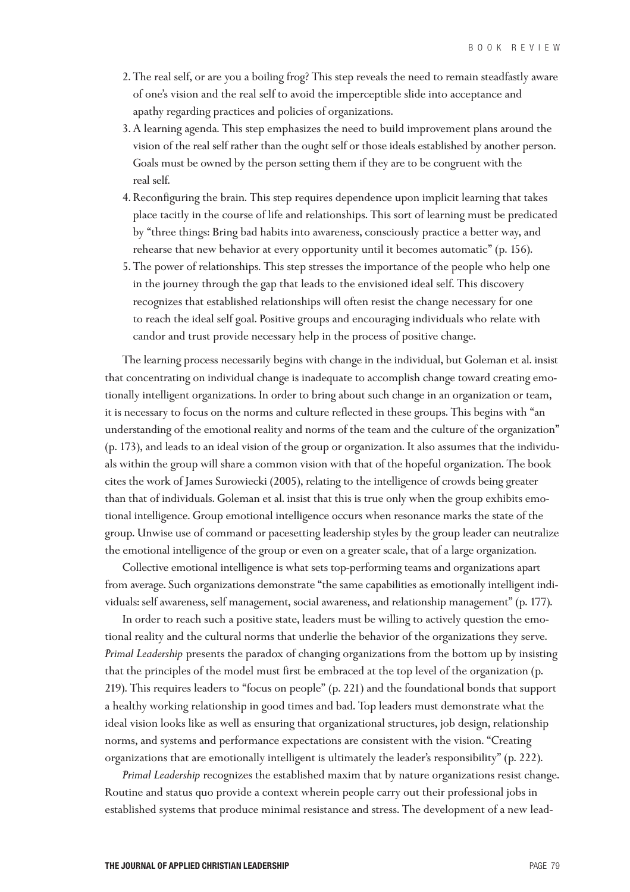2. The real self, or are you a boiling frog? This step reveals the need to remain steadfastly aware of one's vision and the real self to avoid the imperceptible slide into acceptance and apathy regarding practices and policies of organizations.
3. A learning agenda. This step emphasizes the need to build improvement plans around the vision of the real self rather than the ought self or those ideals established by another person. Goals must be owned by the person setting them if they are to be congruent with the real self.
4. Reconfiguring the brain. This step requires dependence upon implicit learning that takes place tacitly in the course of life and relationships. This sort of learning must be predicated by "three things: Bring bad habits into awareness, consciously practice a better way, and rehearse that new behavior at every opportunity until it becomes automatic" (p. 156).
5. The power of relationships. This step stresses the importance of the people who help one in the journey through the gap that leads to the envisioned ideal self. This discovery recognizes that established relationships will often resist the change necessary for one to reach the ideal self goal. Positive groups and encouraging individuals who relate with candor and trust provide necessary help in the process of positive change.

The learning process necessarily begins with change in the individual, but Goleman et al. insist that concentrating on individual change is inadequate to accomplish change toward creating emotionally intelligent organizations. In order to bring about such change in an organization or team, it is necessary to focus on the norms and culture reflected in these groups. This begins with "an understanding of the emotional reality and norms of the team and the culture of the organization" (p. 173), and leads to an ideal vision of the group or organization. It also assumes that the individuals within the group will share a common vision with that of the hopeful organization. The book cites the work of James Surowiecki (2005), relating to the intelligence of crowds being greater than that of individuals. Goleman et al. insist that this is true only when the group exhibits emotional intelligence. Group emotional intelligence occurs when resonance marks the state of the group. Unwise use of command or pacesetting leadership styles by the group leader can neutralize the emotional intelligence of the group or even on a greater scale, that of a large organization.

Collective emotional intelligence is what sets top-performing teams and organizations apart from average. Such organizations demonstrate "the same capabilities as emotionally intelligent individuals: self awareness, self management, social awareness, and relationship management" (p. 177).

In order to reach such a positive state, leaders must be willing to actively question the emotional reality and the cultural norms that underlie the behavior of the organizations they serve. *Primal Leadership* presents the paradox of changing organizations from the bottom up by insisting that the principles of the model must first be embraced at the top level of the organization (p. 219). This requires leaders to "focus on people" (p. 221) and the foundational bonds that support a healthy working relationship in good times and bad. Top leaders must demonstrate what the ideal vision looks like as well as ensuring that organizational structures, job design, relationship norms, and systems and performance expectations are consistent with the vision. "Creating organizations that are emotionally intelligent is ultimately the leader's responsibility" (p. 222).

*Primal Leadership* recognizes the established maxim that by nature organizations resist change. Routine and status quo provide a context wherein people carry out their professional jobs in established systems that produce minimal resistance and stress. The development of a new lead-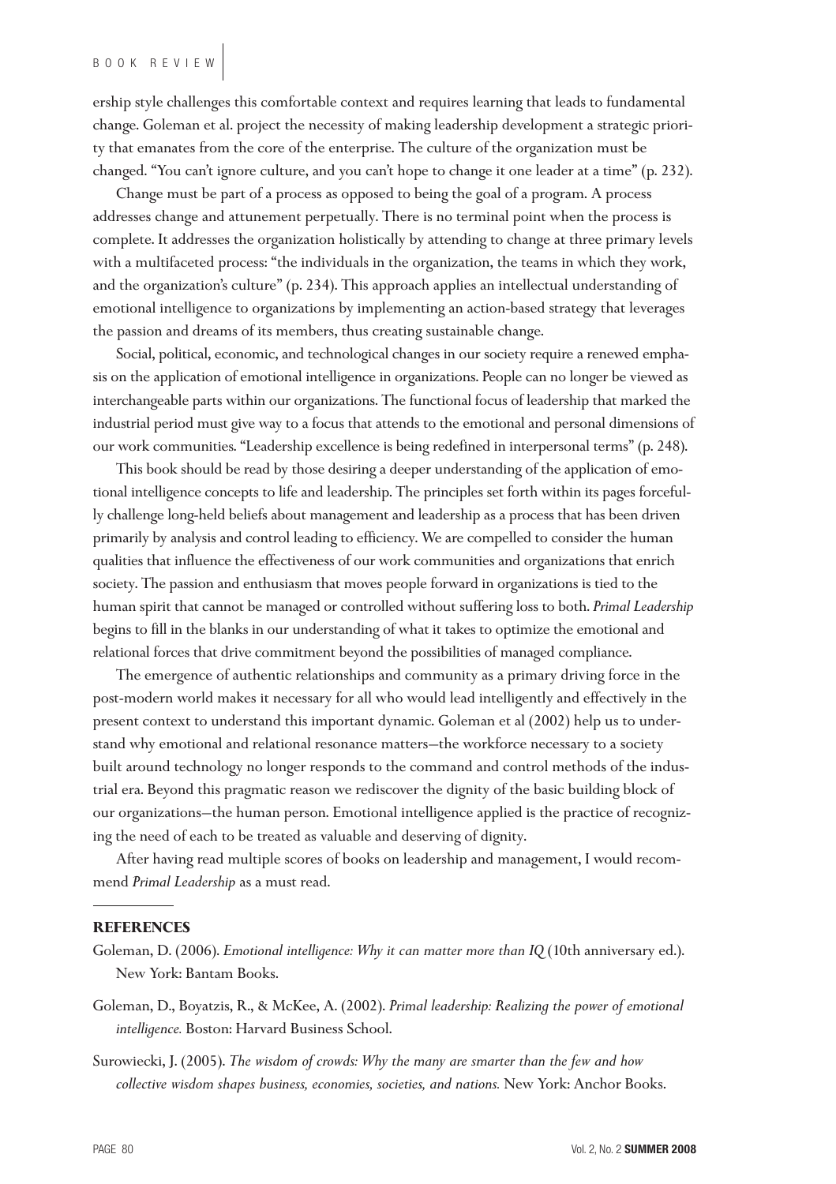ership style challenges this comfortable context and requires learning that leads to fundamental change. Goleman et al. project the necessity of making leadership development a strategic priority that emanates from the core of the enterprise. The culture of the organization must be changed. "You can't ignore culture, and you can't hope to change it one leader at a time" (p. 232).

Change must be part of a process as opposed to being the goal of a program. A process addresses change and attunement perpetually. There is no terminal point when the process is complete. It addresses the organization holistically by attending to change at three primary levels with a multifaceted process: "the individuals in the organization, the teams in which they work, and the organization's culture" (p. 234). This approach applies an intellectual understanding of emotional intelligence to organizations by implementing an action-based strategy that leverages the passion and dreams of its members, thus creating sustainable change.

Social, political, economic, and technological changes in our society require a renewed emphasis on the application of emotional intelligence in organizations. People can no longer be viewed as interchangeable parts within our organizations. The functional focus of leadership that marked the industrial period must give way to a focus that attends to the emotional and personal dimensions of our work communities. "Leadership excellence is being redefined in interpersonal terms" (p. 248).

This book should be read by those desiring a deeper understanding of the application of emotional intelligence concepts to life and leadership. The principles set forth within its pages forcefully challenge long-held beliefs about management and leadership as a process that has been driven primarily by analysis and control leading to efficiency. We are compelled to consider the human qualities that influence the effectiveness of our work communities and organizations that enrich society. The passion and enthusiasm that moves people forward in organizations is tied to the human spirit that cannot be managed or controlled without suffering loss to both. *Primal Leadership* begins to fill in the blanks in our understanding of what it takes to optimize the emotional and relational forces that drive commitment beyond the possibilities of managed compliance.

The emergence of authentic relationships and community as a primary driving force in the post-modern world makes it necessary for all who would lead intelligently and effectively in the present context to understand this important dynamic. Goleman et al (2002) help us to understand why emotional and relational resonance matters—the workforce necessary to a society built around technology no longer responds to the command and control methods of the industrial era. Beyond this pragmatic reason we rediscover the dignity of the basic building block of our organizations—the human person. Emotional intelligence applied is the practice of recognizing the need of each to be treated as valuable and deserving of dignity.

After having read multiple scores of books on leadership and management, I would recommend *Primal Leadership* as a must read.

## REFERENCES

Goleman, D. (2006). *Emotional intelligence: Why it can matter more than IQ* (10th anniversary ed.). New York: Bantam Books.

Goleman, D., Boyatzis, R., & McKee, A. (2002). *Primal leadership: Realizing the power of emotional intelligence.* Boston: Harvard Business School.

Surowiecki, J. (2005). *The wisdom of crowds: Why the many are smarter than the few and how collective wisdom shapes business, economies, societies, and nations.* New York: Anchor Books.